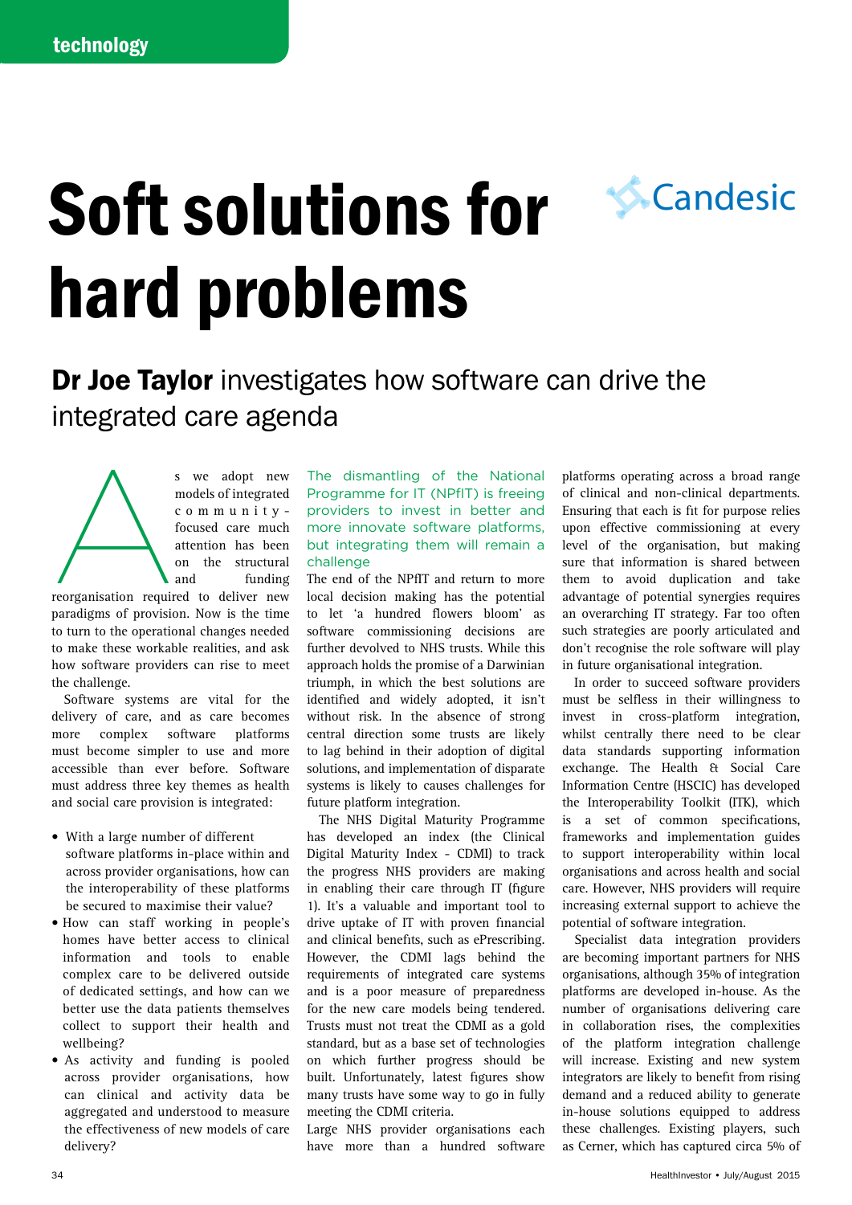# Soft solutions for hard problems

Candesic

## **Dr Joe Taylor** investigates how software can drive the integrated care agenda

As we adopt new models of integrated community-focused care much attention has been on the structural and funding reorganisation required to deliver new paradigms of provision. Now is the time to turn to the operational changes needed to make these workable realities, and ask how software providers can rise to meet the challenge.

Software systems are vital for the delivery of care, and as care becomes more complex software platforms must become simpler to use and more accessible than ever before. Software must address three key themes as health and social care provision is integrated:

- With a large number of different software platforms in-place within and across provider organisations, how can the interoperability of these platforms be secured to maximise their value?
- How can staff working in people's homes have better access to clinical information and tools to enable complex care to be delivered outside of dedicated settings, and how can we better use the data patients themselves collect to support their health and wellbeing?
- As activity and funding is pooled across provider organisations, how can clinical and activity data be aggregated and understood to measure the effectiveness of new models of care delivery?

### The dismantling of the National Programme for IT (NPfIT) is freeing providers to invest in better and more innovate software platforms, but integrating them will remain a challenge

The end of the NPfIT and return to more local decision making has the potential to let 'a hundred flowers bloom' as software commissioning decisions are further devolved to NHS trusts. While this approach holds the promise of a Darwinian triumph, in which the best solutions are identified and widely adopted, it isn't without risk. In the absence of strong central direction some trusts are likely to lag behind in their adoption of digital solutions, and implementation of disparate systems is likely to causes challenges for future platform integration.

The NHS Digital Maturity Programme has developed an index (the Clinical Digital Maturity Index - CDMI) to track the progress NHS providers are making in enabling their care through IT (figure 1). It's a valuable and important tool to drive uptake of IT with proven financial and clinical benefits, such as ePrescribing. However, the CDMI lags behind the requirements of integrated care systems and is a poor measure of preparedness for the new care models being tendered. Trusts must not treat the CDMI as a gold standard, but as a base set of technologies on which further progress should be built. Unfortunately, latest figures show many trusts have some way to go in fully meeting the CDMI criteria.

Large NHS provider organisations each have more than a hundred software platforms operating across a broad range of clinical and non-clinical departments. Ensuring that each is fit for purpose relies upon effective commissioning at every level of the organisation, but making sure that information is shared between them to avoid duplication and take advantage of potential synergies requires an overarching IT strategy. Far too often such strategies are poorly articulated and don't recognise the role software will play in future organisational integration.

In order to succeed software providers must be selfless in their willingness to invest in cross-platform integration, whilst centrally there need to be clear data standards supporting information exchange. The Health & Social Care Information Centre (HSCIC) has developed the Interoperability Toolkit (ITK), which is a set of common specifications, frameworks and implementation guides to support interoperability within local organisations and across health and social care. However, NHS providers will require increasing external support to achieve the potential of software integration.

Specialist data integration providers are becoming important partners for NHS organisations, although 35% of integration platforms are developed in-house. As the number of organisations delivering care in collaboration rises, the complexities of the platform integration challenge will increase. Existing and new system integrators are likely to benefit from rising demand and a reduced ability to generate in-house solutions equipped to address these challenges. Existing players, such as Cerner, which has captured circa 5% of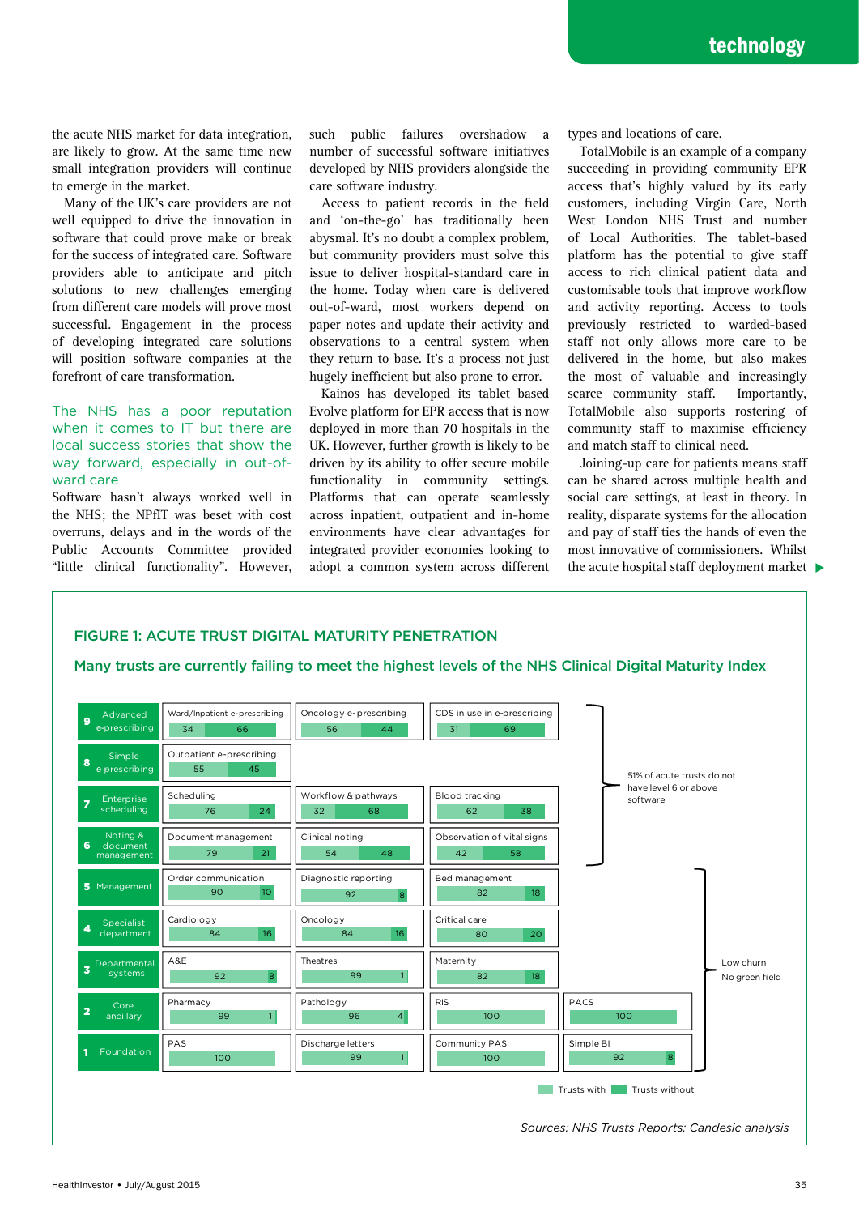the acute NHS market for data integration, are likely to grow. At the same time new small integration providers will continue to emerge in the market.

Many of the UK's care providers are not well equipped to drive the innovation in software that could prove make or break for the success of integrated care. Software providers able to anticipate and pitch solutions to new challenges emerging from different care models will prove most successful. Engagement in the process of developing integrated care solutions will position software companies at the forefront of care transformation.

## The NHS has a poor reputation when it comes to IT but there are local success stories that show the way forward, especially in out-of-ward care

Software hasn't always worked well in the NHS; the NPfIT was beset with cost overruns, delays and in the words of the Public Accounts Committee provided "little clinical functionality". However, such public failures overshadow a number of successful software initiatives developed by NHS providers alongside the care software industry.

Access to patient records in the field and 'on-the-go' has traditionally been abysmal. It's no doubt a complex problem, but community providers must solve this issue to deliver hospital-standard care in the home. Today when care is delivered out-of-ward, most workers depend on paper notes and update their activity and observations to a central system when they return to base. It's a process not just hugely inefficient but also prone to error.

Kainos has developed its tablet based Evolve platform for EPR access that is now deployed in more than 70 hospitals in the UK. However, further growth is likely to be driven by its ability to offer secure mobile functionality in community settings. Platforms that can operate seamlessly across inpatient, outpatient and in-home environments have clear advantages for integrated provider economies looking to adopt a common system across different types and locations of care.

TotalMobile is an example of a company succeeding in providing community EPR access that's highly valued by its early customers, including Virgin Care, North West London NHS Trust and number of Local Authorities. The tablet-based platform has the potential to give staff previously restricted to warded-based access to rich clinical patient data and customisable tools that improve workflow and activity reporting. Access to tools staff not only allows more care to be delivered in the home, but also makes the most of valuable and increasingly scarce community staff. Importantly, TotalMobile also supports rostering of community staff to maximise efficiency and match staff to clinical need.

Joining-up care for patients means staff can be shared across multiple health and social care settings, at least in theory. In reality, disparate systems for the allocation and pay of staff ties the hands of even the most innovative of commissioners. Whilst the acute hospital staff deployment market ▶

### FIGURE 1: ACUTE TRUST DIGITAL MATURITY PENETRATION

**Many trusts are currently failing to meet the highest levels of the NHS Clinical Digital Maturity Index**

Values shown as: Trusts with / Trusts without (%)

| Level | | | | |
|---|---|---|---|---|
| 9 Advanced e-prescribing | Ward/Inpatient e-prescribing: 34 / 66 | Oncology e-prescribing: 56 / 44 | CDS in use in e-prescribing: 31 / 69 | |
| 8 Simple e-prescribing | Outpatient e-prescribing: 55 / 45 | | | |
| 7 Enterprise scheduling | Scheduling: 76 / 24 | Workflow & pathways: 32 / 68 | Blood tracking: 62 / 38 | |
| 6 Noting & document management | Document management: 79 / 21 | Clinical noting: 54 / 48 | Observation of vital signs: 42 / 58 | |
| 5 Management | Order communication: 90 / 10 | Diagnostic reporting: 92 / 8 | Bed management: 82 / 18 | |
| 4 Specialist department | Cardiology: 84 / 16 | Oncology: 84 / 16 | Critical care: 80 / 20 | |
| 3 Departmental systems | A&E: 92 / 8 | Theatres: 99 / 1 | Maternity: 82 / 18 | |
| 2 Core ancillary | Pharmacy: 99 / 1 | Pathology: 96 / 4 | RIS: 100 | PACS: 100 |
| 1 Foundation | PAS: 100 | Discharge letters: 99 / 1 | Community PAS: 100 | Simple BI: 92 / 8 |

Levels 6–9: 51% of acute trusts do not have level 6 or above software

Levels 1–5: Low churn, No green field

*Sources: NHS Trusts Reports; Candesic analysis*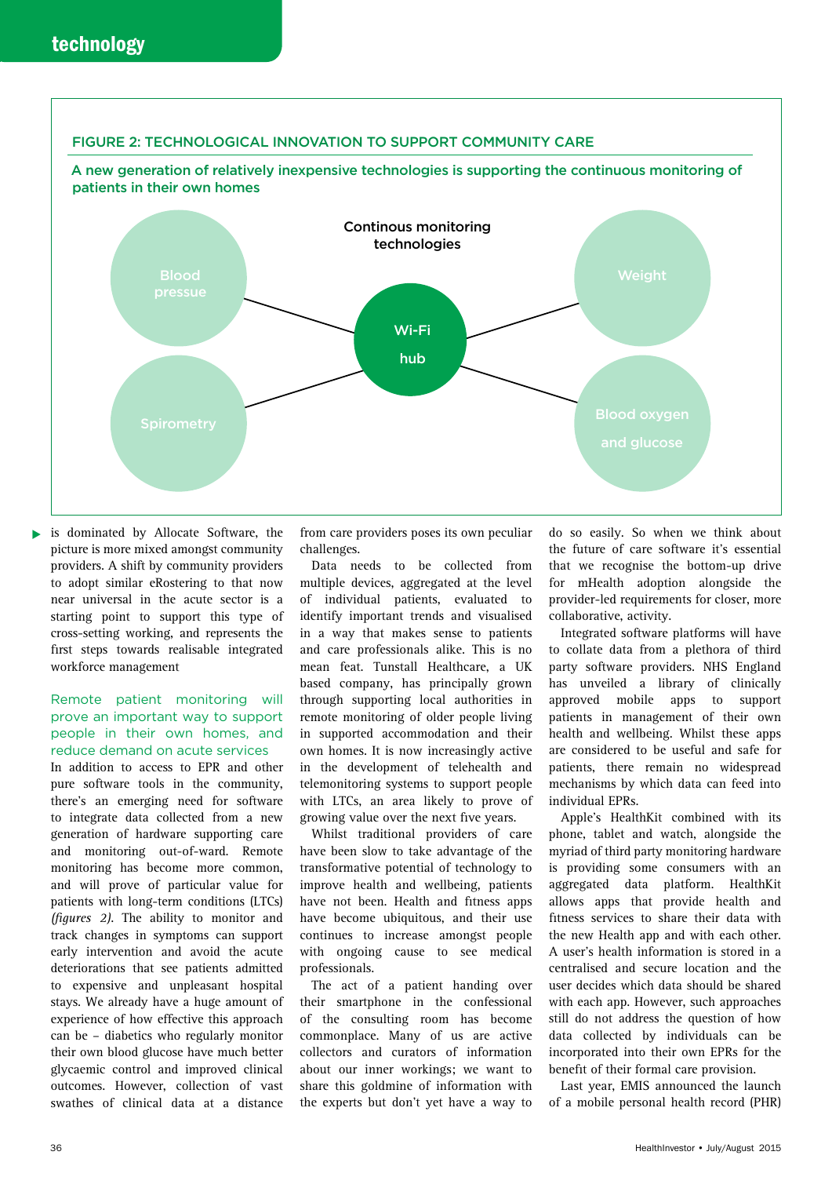## FIGURE 2: TECHNOLOGICAL INNOVATION TO SUPPORT COMMUNITY CARE

A new generation of relatively inexpensive technologies is supporting the continuous monitoring of patients in their own homes

Continous monitoring technologies

- Wi-Fi hub
- Blood pressue
- Spirometry
- Weight
- Blood oxygen and glucose

is dominated by Allocate Software, the picture is more mixed amongst community providers. A shift by community providers to adopt similar eRostering to that now near universal in the acute sector is a starting point to support this type of cross-setting working, and represents the first steps towards realisable integrated workforce management

### Remote patient monitoring will prove an important way to support people in their own homes, and reduce demand on acute services

In addition to access to EPR and other pure software tools in the community, there's an emerging need for software to integrate data collected from a new generation of hardware supporting care and monitoring out-of-ward. Remote monitoring has become more common, and will prove of particular value for patients with long-term conditions (LTCs) *(figures 2)*. The ability to monitor and track changes in symptoms can support early intervention and avoid the acute deteriorations that see patients admitted to expensive and unpleasant hospital stays. We already have a huge amount of experience of how effective this approach can be – diabetics who regularly monitor their own blood glucose have much better glycaemic control and improved clinical outcomes. However, collection of vast swathes of clinical data at a distance from care providers poses its own peculiar challenges.

Data needs to be collected from multiple devices, aggregated at the level of individual patients, evaluated to identify important trends and visualised in a way that makes sense to patients and care professionals alike. This is no mean feat. Tunstall Healthcare, a UK based company, has principally grown through supporting local authorities in remote monitoring of older people living in supported accommodation and their own homes. It is now increasingly active in the development of telehealth and telemonitoring systems to support people with LTCs, an area likely to prove of growing value over the next five years.

Whilst traditional providers of care have been slow to take advantage of the transformative potential of technology to improve health and wellbeing, patients have not been. Health and fitness apps have become ubiquitous, and their use continues to increase amongst people with ongoing cause to see medical professionals.

The act of a patient handing over their smartphone in the confessional of the consulting room has become commonplace. Many of us are active collectors and curators of information about our inner workings; we want to share this goldmine of information with the experts but don't yet have a way to do so easily. So when we think about the future of care software it's essential that we recognise the bottom-up drive for mHealth adoption alongside the provider-led requirements for closer, more collaborative, activity.

Integrated software platforms will have to collate data from a plethora of third party software providers. NHS England has unveiled a library of clinically approved mobile apps to support patients in management of their own health and wellbeing. Whilst these apps are considered to be useful and safe for patients, there remain no widespread mechanisms by which data can feed into individual EPRs.

Apple's HealthKit combined with its phone, tablet and watch, alongside the myriad of third party monitoring hardware is providing some consumers with an aggregated data platform. HealthKit allows apps that provide health and fitness services to share their data with the new Health app and with each other. A user's health information is stored in a centralised and secure location and the user decides which data should be shared with each app. However, such approaches still do not address the question of how data collected by individuals can be incorporated into their own EPRs for the benefit of their formal care provision.

Last year, EMIS announced the launch of a mobile personal health record (PHR)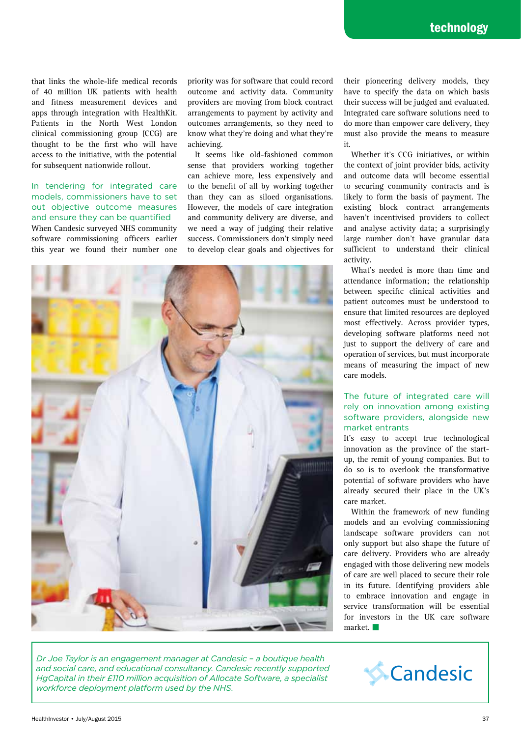that links the whole-life medical records of 40 million UK patients with health and fitness measurement devices and apps through integration with HealthKit. Patients in the North West London clinical commissioning group (CCG) are thought to be the first who will have access to the initiative, with the potential for subsequent nationwide rollout.

### In tendering for integrated care models, commissioners have to set out objective outcome measures and ensure they can be quantified

When Candesic surveyed NHS community software commissioning officers earlier this year we found their number one priority was for software that could record outcome and activity data. Community providers are moving from block contract arrangements to payment by activity and outcomes arrangements, so they need to know what they're doing and what they're achieving.

It seems like old-fashioned common sense that providers working together can achieve more, less expensively and to the benefit of all by working together than they can as siloed organisations. However, the models of care integration and community delivery are diverse, and we need a way of judging their relative success. Commissioners don't simply need to develop clear goals and objectives for their pioneering delivery models, they have to specify the data on which basis their success will be judged and evaluated. Integrated care software solutions need to do more than empower care delivery, they must also provide the means to measure it.

Whether it's CCG initiatives, or within the context of joint provider bids, activity and outcome data will become essential to securing community contracts and is likely to form the basis of payment. The existing block contract arrangements haven't incentivised providers to collect and analyse activity data; a surprisingly large number don't have granular data sufficient to understand their clinical activity.

What's needed is more than time and attendance information; the relationship between specific clinical activities and patient outcomes must be understood to ensure that limited resources are deployed most effectively. Across provider types, developing software platforms need not just to support the delivery of care and operation of services, but must incorporate means of measuring the impact of new care models.

### The future of integrated care will rely on innovation among existing software providers, alongside new market entrants

It's easy to accept true technological innovation as the province of the start-up, the remit of young companies. But to do so is to overlook the transformative potential of software providers who have already secured their place in the UK's care market.

Within the framework of new funding models and an evolving commissioning landscape software providers can not only support but also shape the future of care delivery. Providers who are already engaged with those delivering new models of care are well placed to secure their role in its future. Identifying providers able to embrace innovation and engage in service transformation will be essential for investors in the UK care software market. ■

*Dr Joe Taylor is an engagement manager at Candesic – a boutique health and social care, and educational consultancy. Candesic recently supported HgCapital in their £110 million acquisition of Allocate Software, a specialist workforce deployment platform used by the NHS.*

Candesic